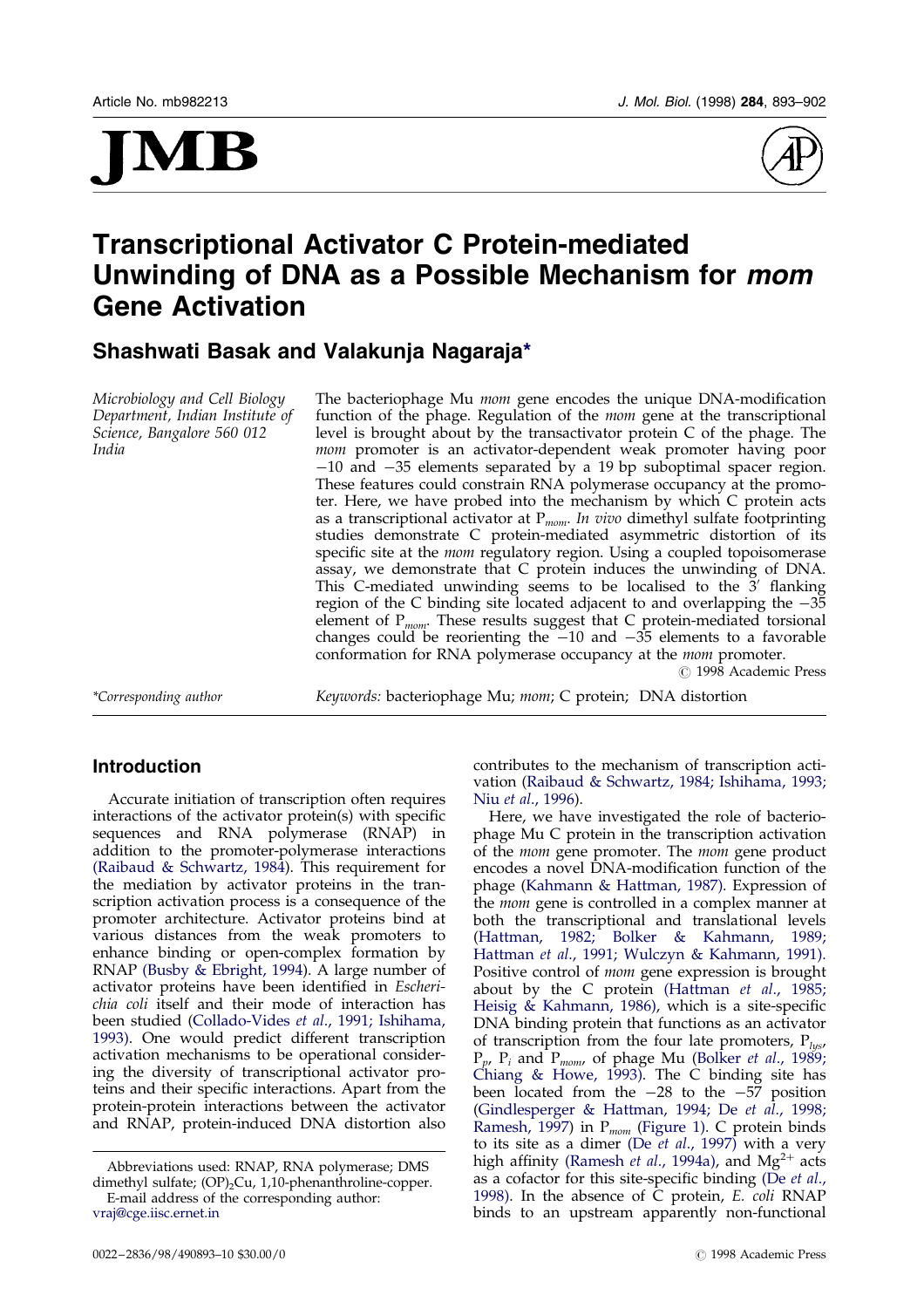# Transcriptional Activator C Protein-mediated Unwinding of DNA as a Possible Mechanism for *mom* Gene Activation

## Shashwati Basak and Valakunja Nagaraja*

*Microbiology and Cell Biology Department, Indian Institute of Science, Bangalore 560 012 India*

The bacteriophage Mu *mom* gene encodes the unique DNA-modification function of the phage. Regulation of the *mom* gene at the transcriptional level is brought about by the transactivator protein C of the phage. The *mom* promoter is an activator-dependent weak promoter having poor −10 and −35 elements separated by a 19 bp suboptimal spacer region. These features could constrain RNA polymerase occupancy at the promoter. Here, we have probed into the mechanism by which C protein acts as a transcriptional activator at $P_{mom}$. *In vivo* dimethyl sulfate footprinting studies demonstrate C protein-mediated asymmetric distortion of its specific site at the *mom* regulatory region. Using a coupled topoisomerase assay, we demonstrate that C protein induces the unwinding of DNA. This C-mediated unwinding seems to be localised to the 3′ flanking region of the C binding site located adjacent to and overlapping the −35 element of $P_{mom}$. These results suggest that C protein-mediated torsional changes could be reorienting the −10 and −35 elements to a favorable conformation for RNA polymerase occupancy at the *mom* promoter.

© 1998 Academic Press

*\*Corresponding author*

*Keywords:* bacteriophage Mu; *mom*; C protein; DNA distortion

## Introduction

Accurate initiation of transcription often requires interactions of the activator protein(s) with specific sequences and RNA polymerase (RNAP) in addition to the promoter-polymerase interactions (Raibaud & Schwartz, 1984). This requirement for the mediation by activator proteins in the transcription activation process is a consequence of the promoter architecture. Activator proteins bind at various distances from the weak promoters to enhance binding or open-complex formation by RNAP (Busby & Ebright, 1994). A large number of activator proteins have been identified in *Escherichia coli* itself and their mode of interaction has been studied (Collado-Vides *et al*., 1991; Ishihama, 1993). One would predict different transcription activation mechanisms to be operational considering the diversity of transcriptional activator proteins and their specific interactions. Apart from the protein-protein interactions between the activator and RNAP, protein-induced DNA distortion also contributes to the mechanism of transcription activation (Raibaud & Schwartz, 1984; Ishihama, 1993; Niu *et al*., 1996).

Here, we have investigated the role of bacteriophage Mu C protein in the transcription activation of the *mom* gene promoter. The *mom* gene product encodes a novel DNA-modification function of the phage (Kahmann & Hattman, 1987). Expression of the *mom* gene is controlled in a complex manner at both the transcriptional and translational levels (Hattman, 1982; Bolker & Kahmann, 1989; Hattman *et al*., 1991; Wulczyn & Kahmann, 1991). Positive control of *mom* gene expression is brought about by the C protein (Hattman *et al*., 1985; Heisig & Kahmann, 1986), which is a site-specific DNA binding protein that functions as an activator of transcription from the four late promoters, $P_{lys}$, $P_p$, $P_i$ and $P_{mom}$, of phage Mu (Bolker *et al*., 1989; Chiang & Howe, 1993). The C binding site has been located from the −28 to the −57 position (Gindlesperger & Hattman, 1994; De *et al*., 1998; Ramesh, 1997) in $P_{mom}$ (Figure 1). C protein binds to its site as a dimer (De *et al*., 1997) with a very high affinity (Ramesh *et al*., 1994a), and $Mg^{2+}$ acts as a cofactor for this site-specific binding (De *et al*., 1998). In the absence of C protein, *E. coli* RNAP binds to an upstream apparently non-functional

Abbreviations used: RNAP, RNA polymerase; DMS dimethyl sulfate; $(OP)_2Cu$, 1,10-phenanthroline-copper.

E-mail address of the corresponding author: vraj@cge.iisc.ernet.in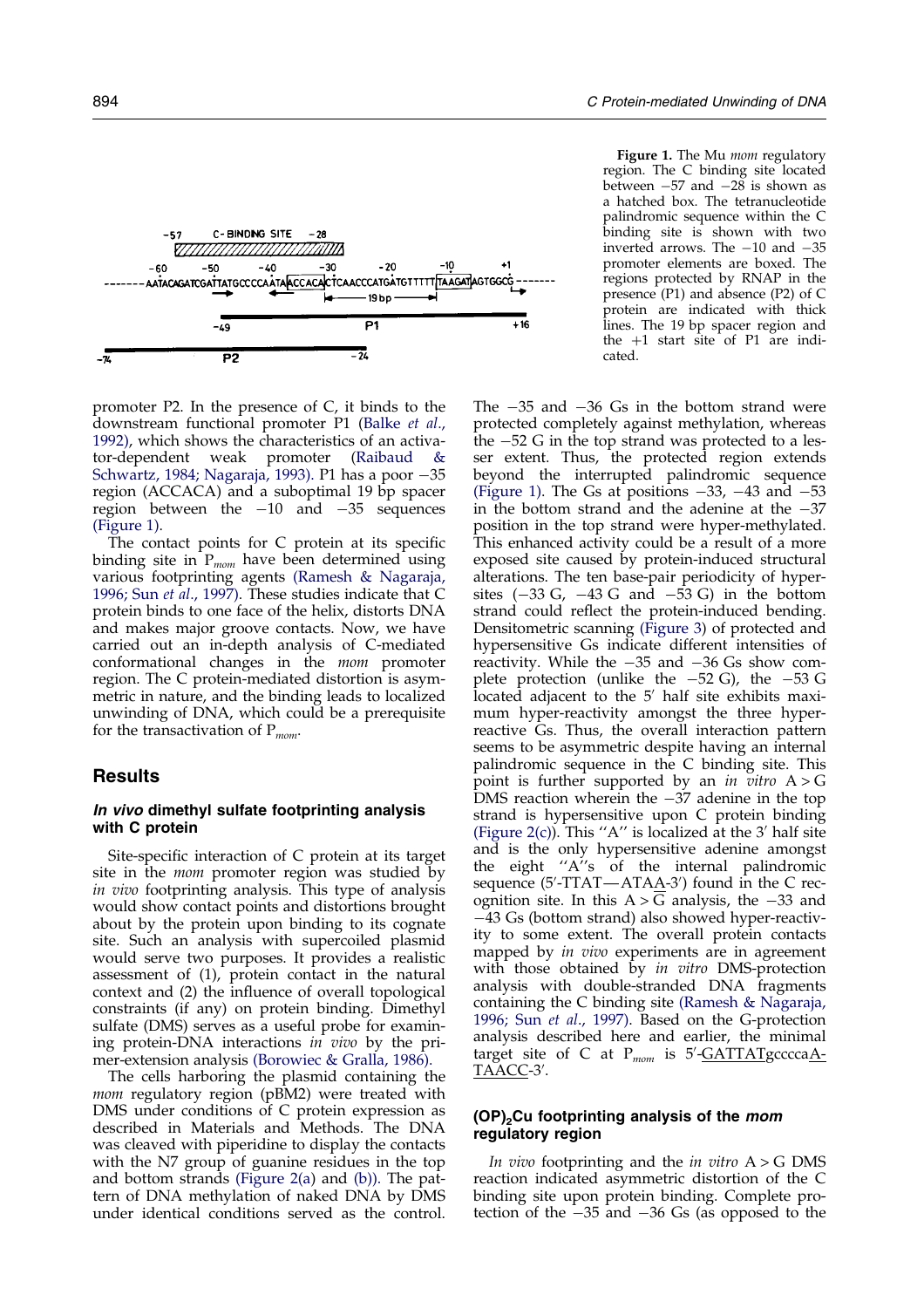**Figure 1.** The Mu *mom* regulatory region. The C binding site located between −57 and −28 is shown as a hatched box. The tetranucleotide palindromic sequence within the C binding site is shown with two inverted arrows. The −10 and −35 promoter elements are boxed. The regions protected by RNAP in the presence (P1) and absence (P2) of C protein are indicated with thick lines. The 19 bp spacer region and the +1 start site of P1 are indicated.

promoter P2. In the presence of C, it binds to the downstream functional promoter P1 (Balke *et al.*, 1992), which shows the characteristics of an activator-dependent weak promoter (Raibaud & Schwartz, 1984; Nagaraja, 1993). P1 has a poor −35 region (ACCACA) and a suboptimal 19 bp spacer region between the −10 and −35 sequences (Figure 1).

The contact points for C protein at its specific binding site in $P_{mom}$ have been determined using various footprinting agents (Ramesh & Nagaraja, 1996; Sun *et al.*, 1997). These studies indicate that C protein binds to one face of the helix, distorts DNA and makes major groove contacts. Now, we have carried out an in-depth analysis of C-mediated conformational changes in the *mom* promoter region. The C protein-mediated distortion is asymmetric in nature, and the binding leads to localized unwinding of DNA, which could be a prerequisite for the transactivation of $P_{mom}$.

## Results

### *In vivo* dimethyl sulfate footprinting analysis with C protein

Site-specific interaction of C protein at its target site in the *mom* promoter region was studied by *in vivo* footprinting analysis. This type of analysis would show contact points and distortions brought about by the protein upon binding to its cognate site. Such an analysis with supercoiled plasmid would serve two purposes. It provides a realistic assessment of (1), protein contact in the natural context and (2) the influence of overall topological constraints (if any) on protein binding. Dimethyl sulfate (DMS) serves as a useful probe for examining protein-DNA interactions *in vivo* by the primer-extension analysis (Borowiec & Gralla, 1986).

The cells harboring the plasmid containing the *mom* regulatory region (pBM2) were treated with DMS under conditions of C protein expression as described in Materials and Methods. The DNA was cleaved with piperidine to display the contacts with the N7 group of guanine residues in the top and bottom strands (Figure 2(a) and (b)). The pattern of DNA methylation of naked DNA by DMS under identical conditions served as the control. The −35 and −36 Gs in the bottom strand were protected completely against methylation, whereas the −52 G in the top strand was protected to a lesser extent. Thus, the protected region extends beyond the interrupted palindromic sequence (Figure 1). The Gs at positions −33, −43 and −53 in the bottom strand and the adenine at the −37 position in the top strand were hyper-methylated. This enhanced activity could be a result of a more exposed site caused by protein-induced structural alterations. The ten base-pair periodicity of hypersites (−33 G, −43 G and −53 G) in the bottom strand could reflect the protein-induced bending. Densitometric scanning (Figure 3) of protected and hypersensitive Gs indicate different intensities of reactivity. While the −35 and −36 Gs show complete protection (unlike the −52 G), the −53 G located adjacent to the 5′ half site exhibits maximum hyper-reactivity amongst the three hyper-reactive Gs. Thus, the overall interaction pattern seems to be asymmetric despite having an internal palindromic sequence in the C binding site. This point is further supported by an *in vitro* A > G DMS reaction wherein the −37 adenine in the top strand is hypersensitive upon C protein binding (Figure 2(c)). This "A" is localized at the 3′ half site and is the only hypersensitive adenine amongst the eight "A"s of the internal palindromic sequence (5′-TTAT—ATA<u>A</u>-3′) found in the C recognition site. In this A > G analysis, the −33 and −43 Gs (bottom strand) also showed hyper-reactivity to some extent. The overall protein contacts mapped by *in vivo* experiments are in agreement with those obtained by *in vitro* DMS-protection analysis with double-stranded DNA fragments containing the C binding site (Ramesh & Nagaraja, 1996; Sun *et al.*, 1997). Based on the G-protection analysis described here and earlier, the minimal target site of C at $P_{mom}$ is 5′-<u>GATTAT</u>gcccca<u>ATAACC</u>-3′.

### $(OP)_2Cu$ footprinting analysis of the *mom* regulatory region

*In vivo* footprinting and the *in vitro* A > G DMS reaction indicated asymmetric distortion of the C binding site upon protein binding. Complete protection of the −35 and −36 Gs (as opposed to the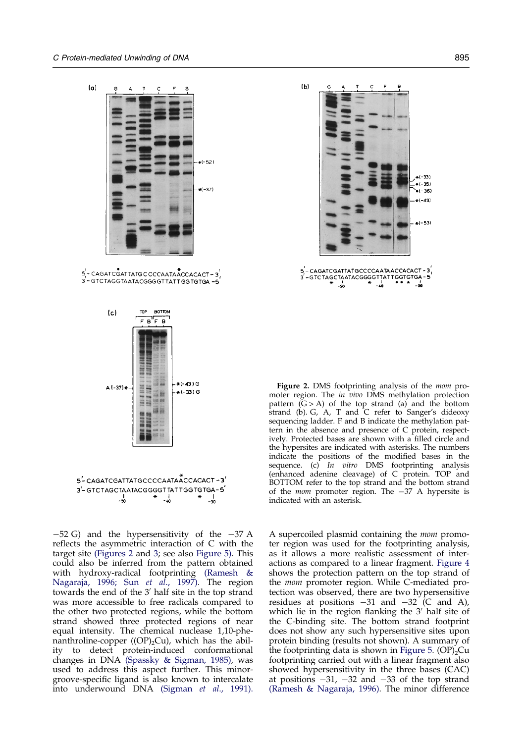**Figure 2.** DMS footprinting analysis of the *mom* promoter region. The *in vivo* DMS methylation protection pattern (G > A) of the top strand (a) and the bottom strand (b). G, A, T and C refer to Sanger's dideoxy sequencing ladder. F and B indicate the methylation pattern in the absence and presence of C protein, respectively. Protected bases are shown with a filled circle and the hypersites are indicated with asterisks. The numbers indicate the positions of the modified bases in the sequence. (c) *In vitro* DMS footprinting analysis (enhanced adenine cleavage) of C protein. TOP and BOTTOM refer to the top strand and the bottom strand of the *mom* promoter region. The −37 A hypersite is indicated with an asterisk.

−52 G) and the hypersensitivity of the −37 A reflects the asymmetric interaction of C with the target site (Figures 2 and 3; see also Figure 5). This could also be inferred from the pattern obtained with hydroxy-radical footprinting (Ramesh & Nagaraja, 1996; Sun *et al*., 1997). The region towards the end of the 3′ half site in the top strand was more accessible to free radicals compared to the other two protected regions, while the bottom strand showed three protected regions of near equal intensity. The chemical nuclease 1,10-phenanthroline-copper ($(OP)_2Cu$), which has the ability to detect protein-induced conformational changes in DNA (Spassky & Sigman, 1985), was used to address this aspect further. This minor-groove-specific ligand is also known to intercalate into underwound DNA (Sigman *et al*., 1991). A supercoiled plasmid containing the *mom* promoter region was used for the footprinting analysis, as it allows a more realistic assessment of interactions as compared to a linear fragment. Figure 4 shows the protection pattern on the top strand of the *mom* promoter region. While C-mediated protection was observed, there are two hypersensitive residues at positions −31 and −32 (C and A), which lie in the region flanking the 3′ half site of the C-binding site. The bottom strand footprint does not show any such hypersensitive sites upon protein binding (results not shown). A summary of the footprinting data is shown in Figure 5. $(OP)_2Cu$ footprinting carried out with a linear fragment also showed hypersensitivity in the three bases (CAC) at positions −31, −32 and −33 of the top strand (Ramesh & Nagaraja, 1996). The minor difference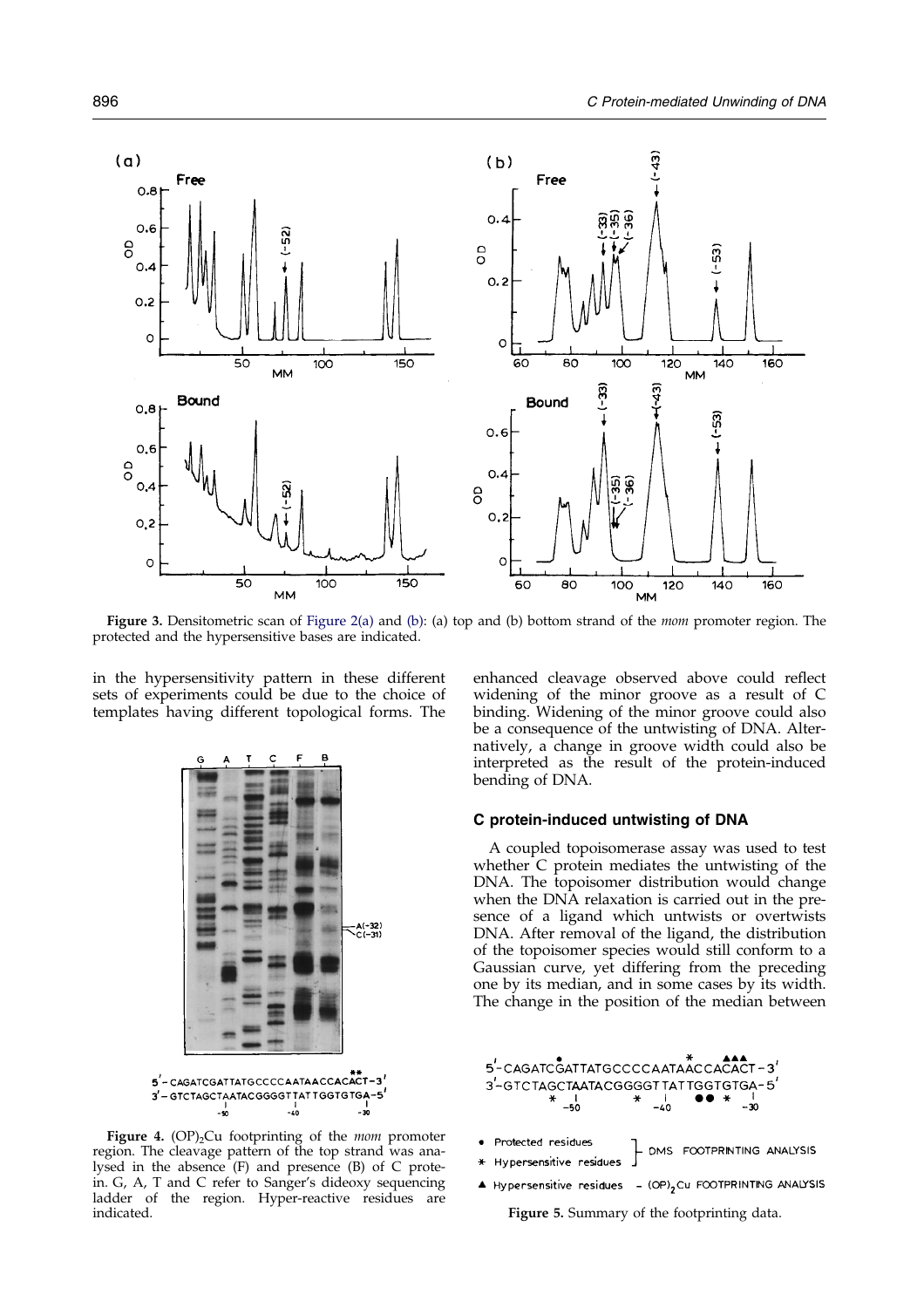**Figure 3.** Densitometric scan of Figure 2(a) and (b): (a) top and (b) bottom strand of the *mom* promoter region. The protected and the hypersensitive bases are indicated.

in the hypersensitivity pattern in these different sets of experiments could be due to the choice of templates having different topological forms. The enhanced cleavage observed above could reflect widening of the minor groove as a result of C binding. Widening of the minor groove could also be a consequence of the untwisting of DNA. Alternatively, a change in groove width could also be interpreted as the result of the protein-induced bending of DNA.

**Figure 4.** $(OP)_2Cu$ footprinting of the *mom* promoter region. The cleavage pattern of the top strand was analysed in the absence (F) and presence (B) of C protein. G, A, T and C refer to Sanger's dideoxy sequencing ladder of the region. Hyper-reactive residues are indicated.

### C protein-induced untwisting of DNA

A coupled topoisomerase assay was used to test whether C protein mediates the untwisting of the DNA. The topoisomer distribution would change when the DNA relaxation is carried out in the presence of a ligand which untwists or overtwists DNA. After removal of the ligand, the distribution of the topoisomer species would still conform to a Gaussian curve, yet differing from the preceding one by its median, and in some cases by its width. The change in the position of the median between

**Figure 5.** Summary of the footprinting data.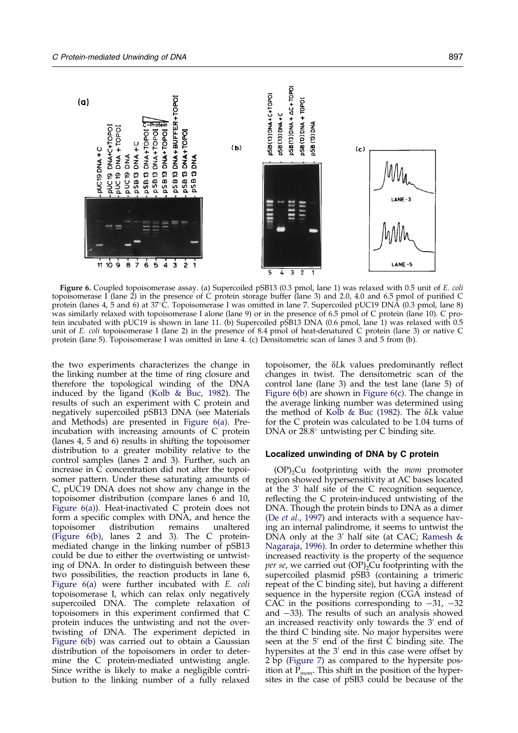**Figure 6.** Coupled topoisomerase assay. (a) Supercoiled pSB13 (0.3 pmol, lane 1) was relaxed with 0.5 unit of *E. coli* topoisomerase I (lane 2) in the presence of C protein storage buffer (lane 3) and 2.0, 4.0 and 6.5 pmol of purified C protein (lanes 4, 5 and 6) at 37°C. Topoisomerase I was omitted in lane 7. Supercoiled pUC19 DNA (0.3 pmol, lane 8) was similarly relaxed with topoisomerase I alone (lane 9) or in the presence of 6.5 pmol of C protein (lane 10). C protein incubated with pUC19 is shown in lane 11. (b) Supercoiled pSB13 DNA (0.6 pmol, lane 1) was relaxed with 0.5 unit of *E. coli* topoisomerase I (lane 2) in the presence of 8.4 pmol of heat-denatured C protein (lane 3) or native C protein (lane 5). Topoisomerase I was omitted in lane 4. (c) Densitometric scan of lanes 3 and 5 from (b).

the two experiments characterizes the change in the linking number at the time of ring closure and therefore the topological winding of the DNA induced by the ligand (Kolb & Buc, 1982). The results of such an experiment with C protein and negatively supercoiled pSB13 DNA (see Materials and Methods) are presented in Figure 6(a). Preincubation with increasing amounts of C protein (lanes 4, 5 and 6) results in shifting the topoisomer distribution to a greater mobility relative to the control samples (lanes 2 and 3). Further, such an increase in C concentration did not alter the topoisomer pattern. Under these saturating amounts of C, pUC19 DNA does not show any change in the topoisomer distribution (compare lanes 6 and 10, Figure 6(a)). Heat-inactivated C protein does not form a specific complex with DNA, and hence the topoisomer distribution remains unaltered (Figure 6(b), lanes 2 and 3). The C protein-mediated change in the linking number of pSB13 could be due to either the overtwisting or untwisting of DNA. In order to distinguish between these two possibilities, the reaction products in lane 6, Figure 6(a) were further incubated with *E. coli* topoisomerase I, which can relax only negatively supercoiled DNA. The complete relaxation of topoisomers in this experiment confirmed that C protein induces the untwisting and not the overtwisting of DNA. The experiment depicted in Figure 6(b) was carried out to obtain a Gaussian distribution of the topoisomers in order to determine the C protein-mediated untwisting angle. Since writhe is likely to make a negligible contribution to the linking number of a fully relaxed topoisomer, the $\delta Lk$ values predominantly reflect changes in twist. The densitometric scan of the control lane (lane 3) and the test lane (lane 5) of Figure 6(b) are shown in Figure 6(c). The change in the average linking number was determined using the method of Kolb & Buc (1982). The $\delta Lk$ value for the C protein was calculated to be 1.04 turns of DNA or 28.8° untwisting per C binding site.

### Localized unwinding of DNA by C protein

$(OP)_2Cu$ footprinting with the *mom* promoter region showed hypersensitivity at AC bases located at the 3′ half site of the C recognition sequence, reflecting the C protein-induced untwisting of the DNA. Though the protein binds to DNA as a dimer (De *et al*., 1997) and interacts with a sequence having an internal palindrome, it seems to untwist the DNA only at the 3′ half site (at CAC; Ramesh & Nagaraja, 1996). In order to determine whether this increased reactivity is the property of the sequence *per se*, we carried out $(OP)_2Cu$ footprinting with the supercoiled plasmid pSB3 (containing a trimeric repeat of the C binding site), but having a different sequence in the hypersite region (CGA instead of CAC in the positions corresponding to −31, −32 and −33). The results of such an analysis showed an increased reactivity only towards the 3′ end of the third C binding site. No major hypersites were seen at the 5′ end of the first C binding site. The hypersites at the 3′ end in this case were offset by 2 bp (Figure 7) as compared to the hypersite position at $P_{mom}$. This shift in the position of the hypersites in the case of pSB3 could be because of the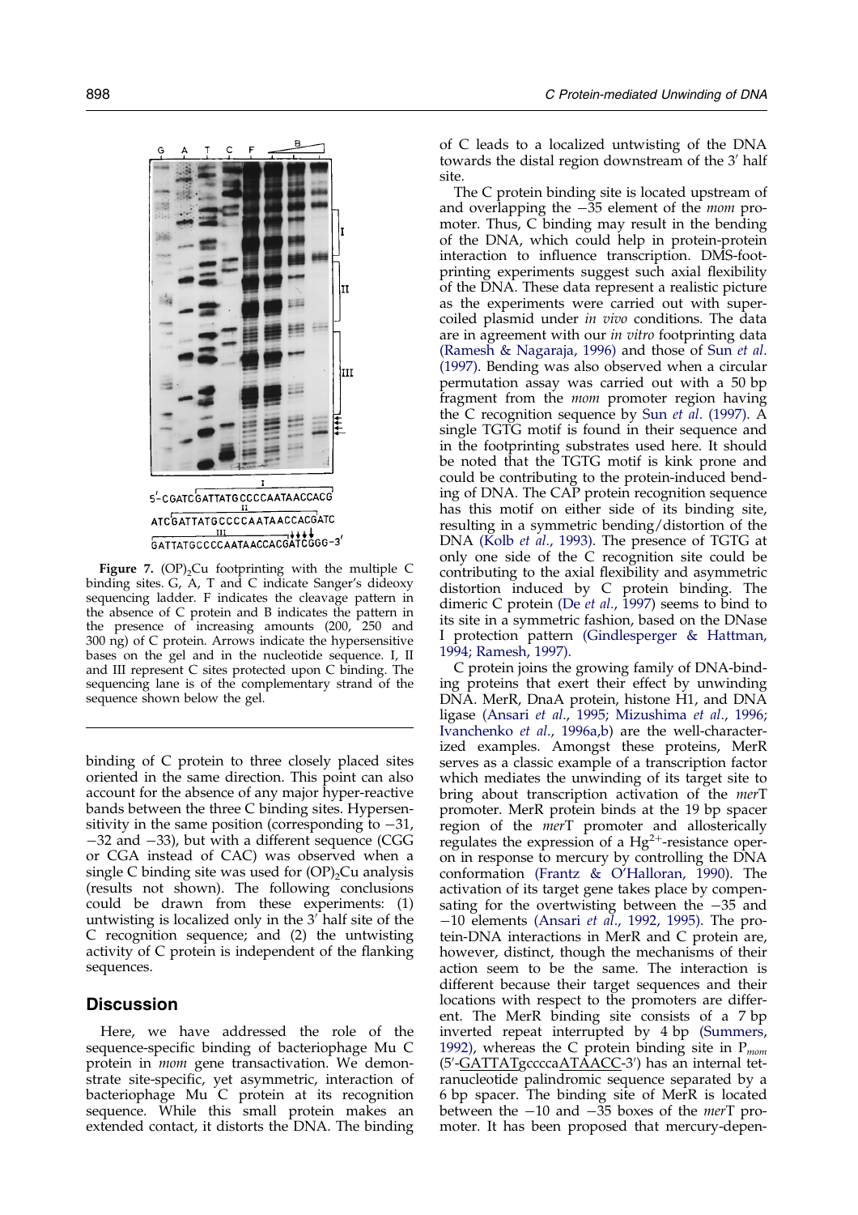5′-CGATCGATTATGCCCCAATAACCACG

ATCGATTATGCCCCAATAACCACGATC

GATTATGCCCCAATAACCACGATCGGG-3′

**Figure 7.** $(OP)_2Cu$ footprinting with the multiple C binding sites. G, A, T and C indicate Sanger's dideoxy sequencing ladder. F indicates the cleavage pattern in the absence of C protein and B indicates the pattern in the presence of increasing amounts (200, 250 and 300 ng) of C protein. Arrows indicate the hypersensitive bases on the gel and in the nucleotide sequence. I, II and III represent C sites protected upon C binding. The sequencing lane is of the complementary strand of the sequence shown below the gel.

binding of C protein to three closely placed sites oriented in the same direction. This point can also account for the absence of any major hyper-reactive bands between the three C binding sites. Hypersensitivity in the same position (corresponding to −31, −32 and −33), but with a different sequence (CGG or CGA instead of CAC) was observed when a single C binding site was used for $(OP)_2Cu$ analysis (results not shown). The following conclusions could be drawn from these experiments: (1) untwisting is localized only in the 3′ half site of the C recognition sequence; and (2) the untwisting activity of C protein is independent of the flanking sequences.

## Discussion

Here, we have addressed the role of the sequence-specific binding of bacteriophage Mu C protein in *mom* gene transactivation. We demonstrate site-specific, yet asymmetric, interaction of bacteriophage Mu C protein at its recognition sequence. While this small protein makes an extended contact, it distorts the DNA. The binding of C leads to a localized untwisting of the DNA towards the distal region downstream of the 3′ half site.

The C protein binding site is located upstream of and overlapping the −35 element of the *mom* promoter. Thus, C binding may result in the bending of the DNA, which could help in protein-protein interaction to influence transcription. DMS-footprinting experiments suggest such axial flexibility of the DNA. These data represent a realistic picture as the experiments were carried out with supercoiled plasmid under *in vivo* conditions. The data are in agreement with our *in vitro* footprinting data (Ramesh & Nagaraja, 1996) and those of Sun *et al*. (1997). Bending was also observed when a circular permutation assay was carried out with a 50 bp fragment from the *mom* promoter region having the C recognition sequence by Sun *et al*. (1997). A single TGTG motif is found in their sequence and in the footprinting substrates used here. It should be noted that the TGTG motif is kink prone and could be contributing to the protein-induced bending of DNA. The CAP protein recognition sequence has this motif on either side of its binding site, resulting in a symmetric bending/distortion of the DNA (Kolb *et al*., 1993). The presence of TGTG at only one side of the C recognition site could be contributing to the axial flexibility and asymmetric distortion induced by C protein binding. The dimeric C protein (De *et al*., 1997) seems to bind to its site in a symmetric fashion, based on the DNase I protection pattern (Gindlesperger & Hattman, 1994; Ramesh, 1997).

C protein joins the growing family of DNA-binding proteins that exert their effect by unwinding DNA. MerR, DnaA protein, histone H1, and DNA ligase (Ansari *et al*., 1995; Mizushima *et al*., 1996; Ivanchenko *et al*., 1996a,b) are the well-characterized examples. Amongst these proteins, MerR serves as a classic example of a transcription factor which mediates the unwinding of its target site to bring about transcription activation of the *mer*T promoter. MerR protein binds at the 19 bp spacer region of the *mer*T promoter and allosterically regulates the expression of a $Hg^{2+}$-resistance operon in response to mercury by controlling the DNA conformation (Frantz & O'Halloran, 1990). The activation of its target gene takes place by compensating for the overtwisting between the −35 and −10 elements (Ansari *et al*., 1992, 1995). The protein-DNA interactions in MerR and C protein are, however, distinct, though the mechanisms of their action seem to be the same. The interaction is different because their target sequences and their locations with respect to the promoters are different. The MerR binding site consists of a 7 bp inverted repeat interrupted by 4 bp (Summers, 1992), whereas the C protein binding site in $P_{mom}$ (5′-GATTATgccccaATAACC-3′) has an internal tetranucleotide palindromic sequence separated by a 6 bp spacer. The binding site of MerR is located between the −10 and −35 boxes of the *mer*T promoter. It has been proposed that mercury-depen-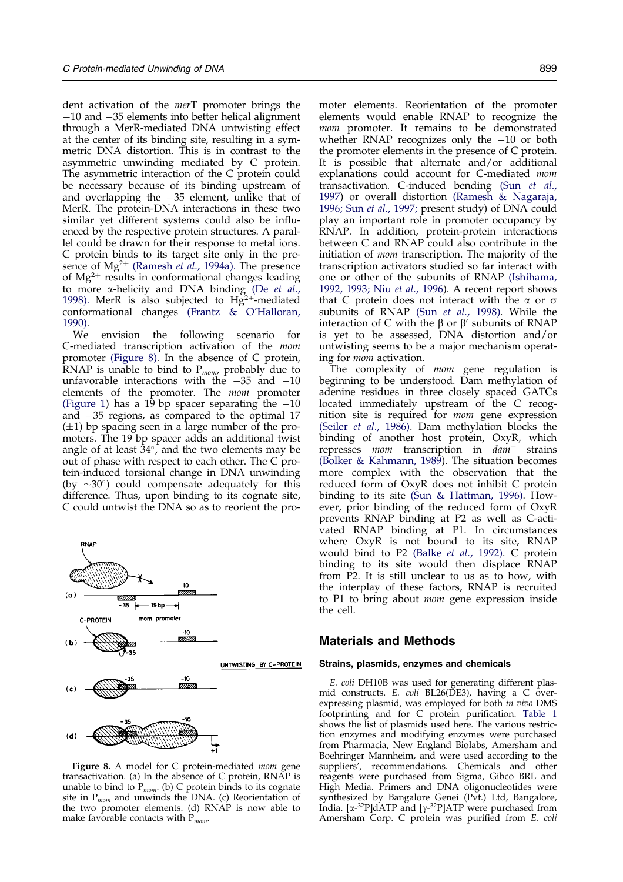dent activation of the *mer*T promoter brings the −10 and −35 elements into better helical alignment through a MerR-mediated DNA untwisting effect at the center of its binding site, resulting in a symmetric DNA distortion. This is in contrast to the asymmetric unwinding mediated by C protein. The asymmetric interaction of the C protein could be necessary because of its binding upstream of and overlapping the −35 element, unlike that of MerR. The protein-DNA interactions in these two similar yet different systems could also be influenced by the respective protein structures. A parallel could be drawn for their response to metal ions. C protein binds to its target site only in the presence of $Mg^{2+}$ (Ramesh *et al*., 1994a). The presence of $Mg^{2+}$ results in conformational changes leading to more α-helicity and DNA binding (De *et al*., 1998). MerR is also subjected to $Hg^{2+}$-mediated conformational changes (Frantz & O'Halloran, 1990).

We envision the following scenario for C-mediated transcription activation of the *mom* promoter (Figure 8). In the absence of C protein, RNAP is unable to bind to $P_{mom}$, probably due to unfavorable interactions with the −35 and −10 elements of the promoter. The *mom* promoter (Figure 1) has a 19 bp spacer separating the −10 and −35 regions, as compared to the optimal 17 (±1) bp spacing seen in a large number of the promoters. The 19 bp spacer adds an additional twist angle of at least 34°, and the two elements may be out of phase with respect to each other. The C protein-induced torsional change in DNA unwinding (by ∼30°) could compensate adequately for this difference. Thus, upon binding to its cognate site, C could untwist the DNA so as to reorient the promoter elements. Reorientation of the promoter elements would enable RNAP to recognize the *mom* promoter. It remains to be demonstrated whether RNAP recognizes only the −10 or both the promoter elements in the presence of C protein. It is possible that alternate and/or additional explanations could account for C-mediated *mom* transactivation. C-induced bending (Sun *et al*., 1997) or overall distortion (Ramesh & Nagaraja, 1996; Sun *et al*., 1997; present study) of DNA could play an important role in promoter occupancy by RNAP. In addition, protein-protein interactions between C and RNAP could also contribute in the initiation of *mom* transcription. The majority of the transcription activators studied so far interact with one or other of the subunits of RNAP (Ishihama, 1992, 1993; Niu *et al*., 1996). A recent report shows that C protein does not interact with the α or σ subunits of RNAP (Sun *et al*., 1998). While the interaction of C with the β or β′ subunits of RNAP is yet to be assessed, DNA distortion and/or untwisting seems to be a major mechanism operating for *mom* activation.

Figure 8. A model for C protein-mediated *mom* gene transactivation. (a) In the absence of C protein, RNAP is unable to bind to $P_{mom}$. (b) C protein binds to its cognate site in $P_{mom}$ and unwinds the DNA. (c) Reorientation of the two promoter elements. (d) RNAP is now able to make favorable contacts with $P_{mom}$.

The complexity of *mom* gene regulation is beginning to be understood. Dam methylation of adenine residues in three closely spaced GATCs located immediately upstream of the C recognition site is required for *mom* gene expression (Seiler *et al*., 1986). Dam methylation blocks the binding of another host protein, OxyR, which represses *mom* transcription in *dam*⁻ strains (Bolker & Kahmann, 1989). The situation becomes more complex with the observation that the reduced form of OxyR does not inhibit C protein binding to its site (Sun & Hattman, 1996). However, prior binding of the reduced form of OxyR prevents RNAP binding at P2 as well as C-activated RNAP binding at P1. In circumstances where OxyR is not bound to its site, RNAP would bind to P2 (Balke *et al*., 1992). C protein binding to its site would then displace RNAP from P2. It is still unclear to us as to how, with the interplay of these factors, RNAP is recruited to P1 to bring about *mom* gene expression inside the cell.

## Materials and Methods

### Strains, plasmids, enzymes and chemicals

*E. coli* DH10B was used for generating different plasmid constructs. *E. coli* BL26(DE3), having a C overexpressing plasmid, was employed for both *in vivo* DMS footprinting and for C protein purification. Table 1 shows the list of plasmids used here. The various restriction enzymes and modifying enzymes were purchased from Pharmacia, New England Biolabs, Amersham and Boehringer Mannheim, and were used according to the suppliers', recommendations. Chemicals and other reagents were purchased from Sigma, Gibco BRL and High Media. Primers and DNA oligonucleotides were synthesized by Bangalore Genei (Pvt.) Ltd, Bangalore, India. [α-$^{32}$P]dATP and [γ-$^{32}$P]ATP were purchased from Amersham Corp. C protein was purified from *E. coli*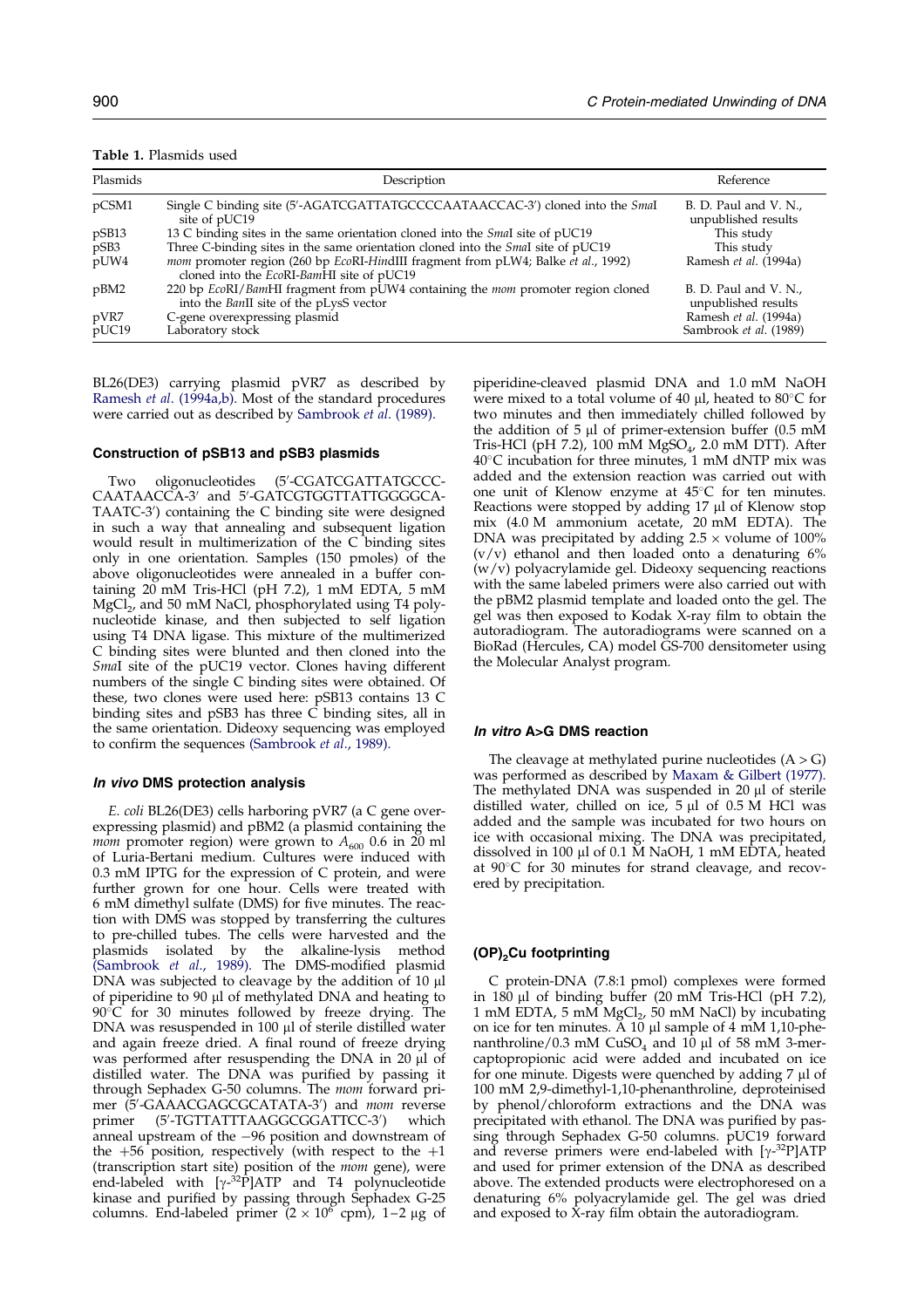**Table 1.** Plasmids used

| Plasmids | Description | Reference |
|---|---|---|
| pCSM1 | Single C binding site (5′-AGATCGATTATGCCCCAATAACCAC-3′) cloned into the *Sma*I site of pUC19 | B. D. Paul and V. N., unpublished results |
| pSB13 | 13 C binding sites in the same orientation cloned into the *Sma*I site of pUC19 | This study |
| pSB3 | Three C-binding sites in the same orientation cloned into the *Sma*I site of pUC19 | This study |
| pUW4 | *mom* promoter region (260 bp *Eco*RI-*Hin*dIII fragment from pLW4; Balke *et al*., 1992) cloned into the *Eco*RI-*Bam*HI site of pUC19 | Ramesh *et al*. (1994a) |
| pBM2 | 220 bp *Eco*RI/*Bam*HI fragment from pUW4 containing the *mom* promoter region cloned into the *Ban*II site of the pLysS vector | B. D. Paul and V. N., unpublished results |
| pVR7 | C-gene overexpressing plasmid | Ramesh *et al*. (1994a) |
| pUC19 | Laboratory stock | Sambrook *et al*. (1989) |

BL26(DE3) carrying plasmid pVR7 as described by Ramesh *et al*. (1994a,b). Most of the standard procedures were carried out as described by Sambrook *et al*. (1989).

### Construction of pSB13 and pSB3 plasmids

Two oligonucleotides (5′-CGATCGATTATGCCCCAATAACCA-3′ and 5′-GATCGTGGTTATTGGGGCATAATC-3′) containing the C binding site were designed in such a way that annealing and subsequent ligation would result in multimerization of the C binding sites only in one orientation. Samples (150 pmoles) of the above oligonucleotides were annealed in a buffer containing 20 mM Tris-HCl (pH 7.2), 1 mM EDTA, 5 mM $MgCl_2$, and 50 mM NaCl, phosphorylated using T4 polynucleotide kinase, and then subjected to self ligation using T4 DNA ligase. This mixture of the multimerized C binding sites were blunted and then cloned into the *Sma*I site of the pUC19 vector. Clones having different numbers of the single C binding sites were obtained. Of these, two clones were used here: pSB13 contains 13 C binding sites and pSB3 has three C binding sites, all in the same orientation. Dideoxy sequencing was employed to confirm the sequences (Sambrook *et al*., 1989).

### *In vivo* DMS protection analysis

*E. coli* BL26(DE3) cells harboring pVR7 (a C gene overexpressing plasmid) and pBM2 (a plasmid containing the *mom* promoter region) were grown to $A_{600}$ 0.6 in 20 ml of Luria-Bertani medium. Cultures were induced with 0.3 mM IPTG for the expression of C protein, and were further grown for one hour. Cells were treated with 6 mM dimethyl sulfate (DMS) for five minutes. The reaction with DMS was stopped by transferring the cultures to pre-chilled tubes. The cells were harvested and the plasmids isolated by the alkaline-lysis method (Sambrook *et al*., 1989). The DMS-modified plasmid DNA was subjected to cleavage by the addition of 10 µl of piperidine to 90 µl of methylated DNA and heating to 90°C for 30 minutes followed by freeze drying. The DNA was resuspended in 100 µl of sterile distilled water and again freeze dried. A final round of freeze drying was performed after resuspending the DNA in 20 µl of distilled water. The DNA was purified by passing it through Sephadex G-50 columns. The *mom* forward primer (5′-GAAACGAGCGCATATA-3′) and *mom* reverse primer (5′-TGTTATTTAAGGCGGATTCC-3′) which anneal upstream of the −96 position and downstream of the +56 position, respectively (with respect to the +1 (transcription start site) position of the *mom* gene), were end-labeled with [$\gamma$-$^{32}$P]ATP and T4 polynucleotide kinase and purified by passing through Sephadex G-25 columns. End-labeled primer ($2 \times 10^6$ cpm), 1–2 µg of piperidine-cleaved plasmid DNA and 1.0 mM NaOH were mixed to a total volume of 40 µl, heated to 80°C for two minutes and then immediately chilled followed by the addition of 5 µl of primer-extension buffer (0.5 mM Tris-HCl (pH 7.2), 100 mM $MgSO_4$, 2.0 mM DTT). After 40°C incubation for three minutes, 1 mM dNTP mix was added and the extension reaction was carried out with one unit of Klenow enzyme at 45°C for ten minutes. Reactions were stopped by adding 17 µl of Klenow stop mix (4.0 M ammonium acetate, 20 mM EDTA). The DNA was precipitated by adding 2.5 × volume of 100% (v/v) ethanol and then loaded onto a denaturing 6% (w/v) polyacrylamide gel. Dideoxy sequencing reactions with the same labeled primers were also carried out with the pBM2 plasmid template and loaded onto the gel. The gel was then exposed to Kodak X-ray film to obtain the autoradiogram. The autoradiograms were scanned on a BioRad (Hercules, CA) model GS-700 densitometer using the Molecular Analyst program.

### *In vitro* A>G DMS reaction

The cleavage at methylated purine nucleotides (A > G) was performed as described by Maxam & Gilbert (1977). The methylated DNA was suspended in 20 µl of sterile distilled water, chilled on ice, 5 µl of 0.5 M HCl was added and the sample was incubated for two hours on ice with occasional mixing. The DNA was precipitated, dissolved in 100 µl of 0.1 M NaOH, 1 mM EDTA, heated at 90°C for 30 minutes for strand cleavage, and recovered by precipitation.

### $(OP)_2$Cu footprinting

C protein-DNA (7.8:1 pmol) complexes were formed in 180 µl of binding buffer (20 mM Tris-HCl (pH 7.2), 1 mM EDTA, 5 mM $MgCl_2$, 50 mM NaCl) by incubating on ice for ten minutes. A 10 µl sample of 4 mM 1,10-phenanthroline/0.3 mM $CuSO_4$ and 10 µl of 58 mM 3-mercaptopropionic acid were added and incubated on ice for one minute. Digests were quenched by adding 7 µl of 100 mM 2,9-dimethyl-1,10-phenanthroline, deproteinised by phenol/chloroform extractions and the DNA was precipitated with ethanol. The DNA was purified by passing through Sephadex G-50 columns. pUC19 forward and reverse primers were end-labeled with [$\gamma$-$^{32}$P]ATP and used for primer extension of the DNA as described above. The extended products were electrophoresed on a denaturing 6% polyacrylamide gel. The gel was dried and exposed to X-ray film obtain the autoradiogram.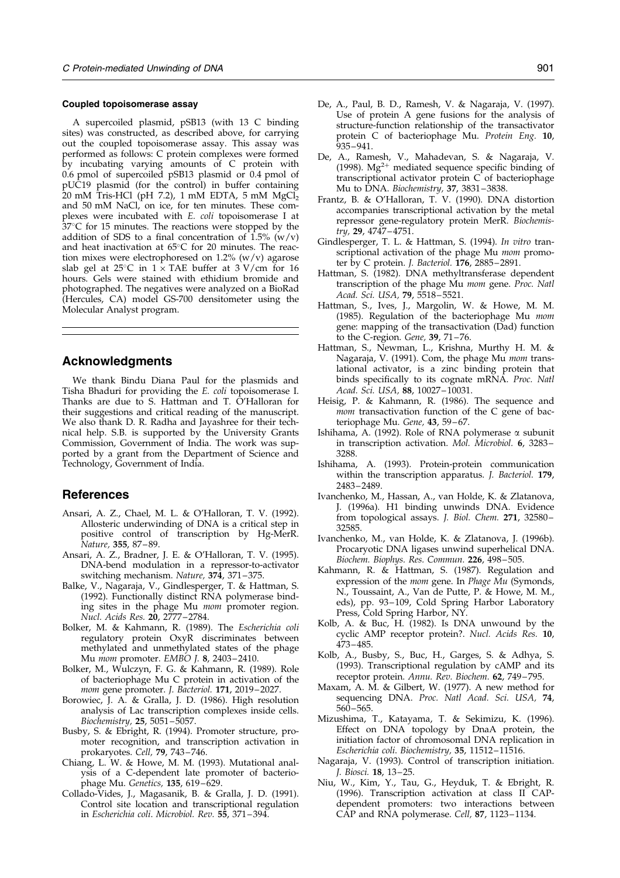#### Coupled topoisomerase assay

A supercoiled plasmid, pSB13 (with 13 C binding sites) was constructed, as described above, for carrying out the coupled topoisomerase assay. This assay was performed as follows: C protein complexes were formed by incubating varying amounts of C protein with 0.6 pmol of supercoiled pSB13 plasmid or 0.4 pmol of pUC19 plasmid (for the control) in buffer containing 20 mM Tris-HCl (pH 7.2), 1 mM EDTA, 5 mM $MgCl_2$ and 50 mM NaCl, on ice, for ten minutes. These complexes were incubated with *E. coli* topoisomerase I at 37°C for 15 minutes. The reactions were stopped by the addition of SDS to a final concentration of 1.5% (w/v) and heat inactivation at 65°C for 20 minutes. The reaction mixes were electrophoresed on 1.2% (w/v) agarose slab gel at 25°C in 1 × TAE buffer at 3 V/cm for 16 hours. Gels were stained with ethidium bromide and photographed. The negatives were analyzed on a BioRad (Hercules, CA) model GS-700 densitometer using the Molecular Analyst program.

## Acknowledgments

We thank Bindu Diana Paul for the plasmids and Tisha Bhaduri for providing the *E. coli* topoisomerase I. Thanks are due to S. Hattman and T. O'Halloran for their suggestions and critical reading of the manuscript. We also thank D. R. Radha and Jayashree for their technical help. S.B. is supported by the University Grants Commission, Government of India. The work was supported by a grant from the Department of Science and Technology, Government of India.

## References

Ansari, A. Z., Chael, M. L. & O'Halloran, T. V. (1992). Allosteric underwinding of DNA is a critical step in positive control of transcription by Hg-MerR. *Nature,* **355**, 87–89.

Ansari, A. Z., Bradner, J. E. & O'Halloran, T. V. (1995). DNA-bend modulation in a repressor-to-activator switching mechanism. *Nature,* **374**, 371–375.

Balke, V., Nagaraja, V., Gindlesperger, T. & Hattman, S. (1992). Functionally distinct RNA polymerase binding sites in the phage Mu *mom* promoter region. *Nucl. Acids Res.* **20**, 2777–2784.

Bolker, M. & Kahmann, R. (1989). The *Escherichia coli* regulatory protein OxyR discriminates between methylated and unmethylated states of the phage Mu *mom* promoter. *EMBO J.* **8**, 2403–2410.

Bolker, M., Wulczyn, F. G. & Kahmann, R. (1989). Role of bacteriophage Mu C protein in activation of the *mom* gene promoter. *J. Bacteriol.* **171**, 2019–2027.

Borowiec, J. A. & Gralla, J. D. (1986). High resolution analysis of Lac transcription complexes inside cells. *Biochemistry,* **25**, 5051–5057.

Busby, S. & Ebright, R. (1994). Promoter structure, promoter recognition, and transcription activation in prokaryotes. *Cell,* **79**, 743–746.

Chiang, L. W. & Howe, M. M. (1993). Mutational analysis of a C-dependent late promoter of bacteriophage Mu. *Genetics,* **135**, 619–629.

Collado-Vides, J., Magasanik, B. & Gralla, J. D. (1991). Control site location and transcriptional regulation in *Escherichia coli*. *Microbiol. Rev.* **55**, 371–394.

De, A., Paul, B. D., Ramesh, V. & Nagaraja, V. (1997). Use of protein A gene fusions for the analysis of structure-function relationship of the transactivator protein C of bacteriophage Mu. *Protein Eng.* **10**, 935–941.

De, A., Ramesh, V., Mahadevan, S. & Nagaraja, V. (1998). $Mg^{2+}$ mediated sequence specific binding of transcriptional activator protein C of bacteriophage Mu to DNA. *Biochemistry,* **37**, 3831–3838.

Frantz, B. & O'Halloran, T. V. (1990). DNA distortion accompanies transcriptional activation by the metal repressor gene-regulatory protein MerR. *Biochemistry,* **29**, 4747–4751.

Gindlesperger, T. L. & Hattman, S. (1994). *In vitro* transcriptional activation of the phage Mu *mom* promoter by C protein. *J. Bacteriol.* **176**, 2885–2891.

Hattman, S. (1982). DNA methyltransferase dependent transcription of the phage Mu *mom* gene. *Proc. Natl Acad. Sci. USA,* **79**, 5518–5521.

Hattman, S., Ives, J., Margolin, W. & Howe, M. M. (1985). Regulation of the bacteriophage Mu *mom* gene: mapping of the transactivation (Dad) function to the C-region. *Gene,* **39**, 71–76.

Hattman, S., Newman, L., Krishna, Murthy H. M. & Nagaraja, V. (1991). Com, the phage Mu *mom* translational activator, is a zinc binding protein that binds specifically to its cognate mRNA. *Proc. Natl Acad. Sci. USA,* **88**, 10027–10031.

Heisig, P. & Kahmann, R. (1986). The sequence and *mom* transactivation function of the C gene of bacteriophage Mu. *Gene,* **43**, 59–67.

Ishihama, A. (1992). Role of RNA polymerase α subunit in transcription activation. *Mol. Microbiol.* **6**, 3283–3288.

Ishihama, A. (1993). Protein-protein communication within the transcription apparatus. *J. Bacteriol.* **179**, 2483–2489.

Ivanchenko, M., Hassan, A., van Holde, K. & Zlatanova, J. (1996a). H1 binding unwinds DNA. Evidence from topological assays. *J. Biol. Chem.* **271**, 32580–32585.

Ivanchenko, M., van Holde, K. & Zlatanova, J. (1996b). Procaryotic DNA ligases unwind superhelical DNA. *Biochem. Biophys. Res. Commun.* **226**, 498–505.

Kahmann, R. & Hattman, S. (1987). Regulation and expression of the *mom* gene. In *Phage Mu* (Symonds, N., Toussaint, A., Van de Putte, P. & Howe, M. M., eds), pp. 93–109, Cold Spring Harbor Laboratory Press, Cold Spring Harbor, NY.

Kolb, A. & Buc, H. (1982). Is DNA unwound by the cyclic AMP receptor protein?. *Nucl. Acids Res.* **10**, 473–485.

Kolb, A., Busby, S., Buc, H., Garges, S. & Adhya, S. (1993). Transcriptional regulation by cAMP and its receptor protein. *Annu. Rev. Biochem.* **62**, 749–795.

Maxam, A. M. & Gilbert, W. (1977). A new method for sequencing DNA. *Proc. Natl Acad. Sci. USA,* **74**, 560–565.

Mizushima, T., Katayama, T. & Sekimizu, K. (1996). Effect on DNA topology by DnaA protein, the initiation factor of chromosomal DNA replication in *Escherichia coli*. *Biochemistry,* **35**, 11512–11516.

Nagaraja, V. (1993). Control of transcription initiation. *J. Biosci.* **18**, 13–25.

Niu, W., Kim, Y., Tau, G., Heyduk, T. & Ebright, R. (1996). Transcription activation at class II CAP-dependent promoters: two interactions between CAP and RNA polymerase. *Cell,* **87**, 1123–1134.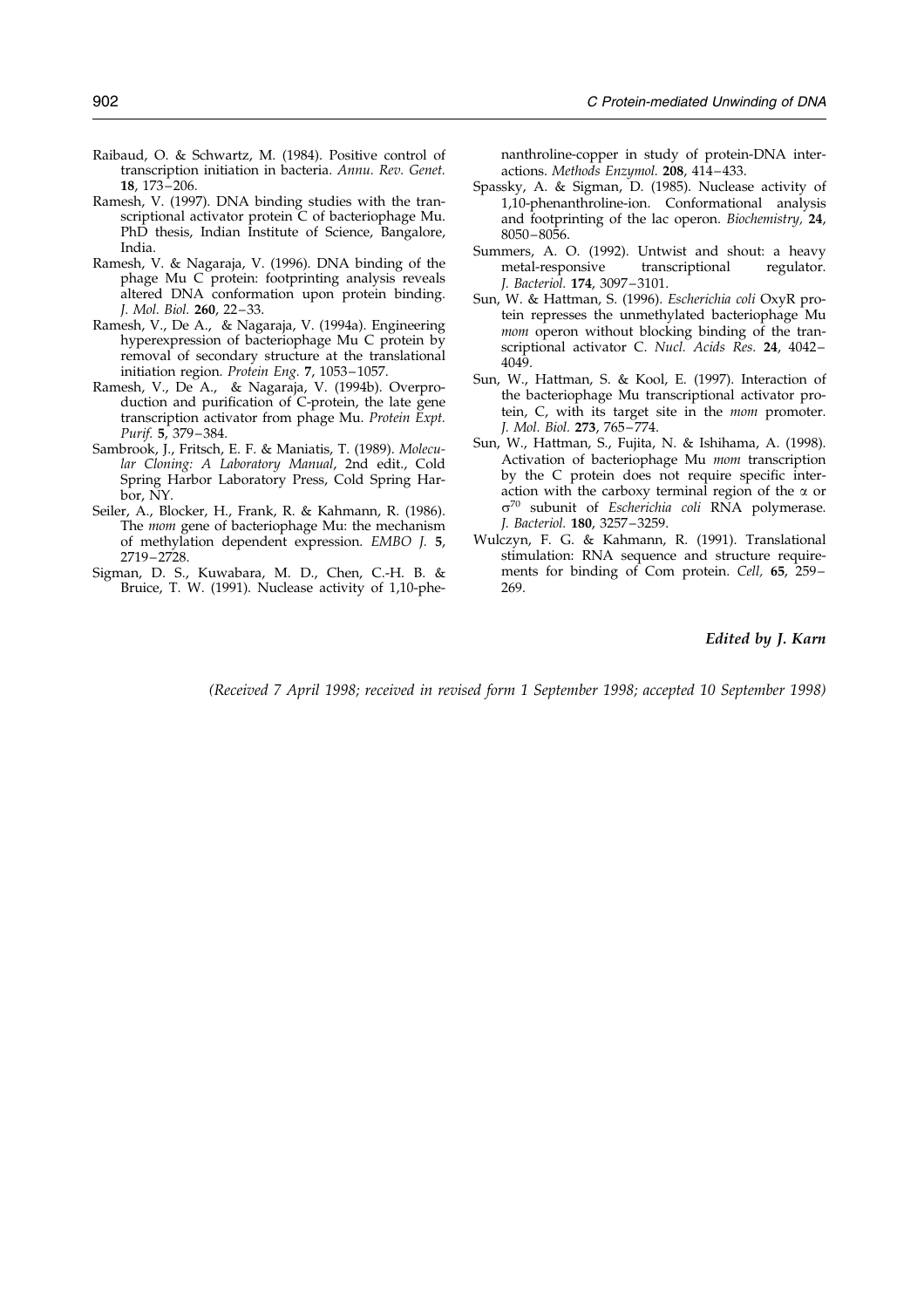Raibaud, O. & Schwartz, M. (1984). Positive control of transcription initiation in bacteria. *Annu. Rev. Genet.* **18**, 173–206.

Ramesh, V. (1997). DNA binding studies with the transcriptional activator protein C of bacteriophage Mu. PhD thesis, Indian Institute of Science, Bangalore, India.

Ramesh, V. & Nagaraja, V. (1996). DNA binding of the phage Mu C protein: footprinting analysis reveals altered DNA conformation upon protein binding. *J. Mol. Biol.* **260**, 22–33.

Ramesh, V., De A., & Nagaraja, V. (1994a). Engineering hyperexpression of bacteriophage Mu C protein by removal of secondary structure at the translational initiation region. *Protein Eng.* **7**, 1053–1057.

Ramesh, V., De A., & Nagaraja, V. (1994b). Overproduction and purification of C-protein, the late gene transcription activator from phage Mu. *Protein Expt. Purif.* **5**, 379–384.

Sambrook, J., Fritsch, E. F. & Maniatis, T. (1989). *Molecular Cloning: A Laboratory Manual*, 2nd edit., Cold Spring Harbor Laboratory Press, Cold Spring Harbor, NY.

Seiler, A., Blocker, H., Frank, R. & Kahmann, R. (1986). The *mom* gene of bacteriophage Mu: the mechanism of methylation dependent expression. *EMBO J.* **5**, 2719–2728.

Sigman, D. S., Kuwabara, M. D., Chen, C.-H. B. & Bruice, T. W. (1991). Nuclease activity of 1,10-phenanthroline-copper in study of protein-DNA interactions. *Methods Enzymol.* **208**, 414–433.

Spassky, A. & Sigman, D. (1985). Nuclease activity of 1,10-phenanthroline-ion. Conformational analysis and footprinting of the lac operon. *Biochemistry,* **24**, 8050–8056.

Summers, A. O. (1992). Untwist and shout: a heavy metal-responsive transcriptional regulator. *J. Bacteriol.* **174**, 3097–3101.

Sun, W. & Hattman, S. (1996). *Escherichia coli* OxyR protein represses the unmethylated bacteriophage Mu *mom* operon without blocking binding of the transcriptional activator C. *Nucl. Acids Res.* **24**, 4042–4049.

Sun, W., Hattman, S. & Kool, E. (1997). Interaction of the bacteriophage Mu transcriptional activator protein, C, with its target site in the *mom* promoter. *J. Mol. Biol.* **273**, 765–774.

Sun, W., Hattman, S., Fujita, N. & Ishihama, A. (1998). Activation of bacteriophage Mu *mom* transcription by the C protein does not require specific interaction with the carboxy terminal region of the $\alpha$ or $\sigma^{70}$ subunit of *Escherichia coli* RNA polymerase. *J. Bacteriol.* **180**, 3257–3259.

Wulczyn, F. G. & Kahmann, R. (1991). Translational stimulation: RNA sequence and structure requirements for binding of Com protein. *Cell,* **65**, 259–269.

***Edited by J. Karn***

*(Received 7 April 1998; received in revised form 1 September 1998; accepted 10 September 1998)*